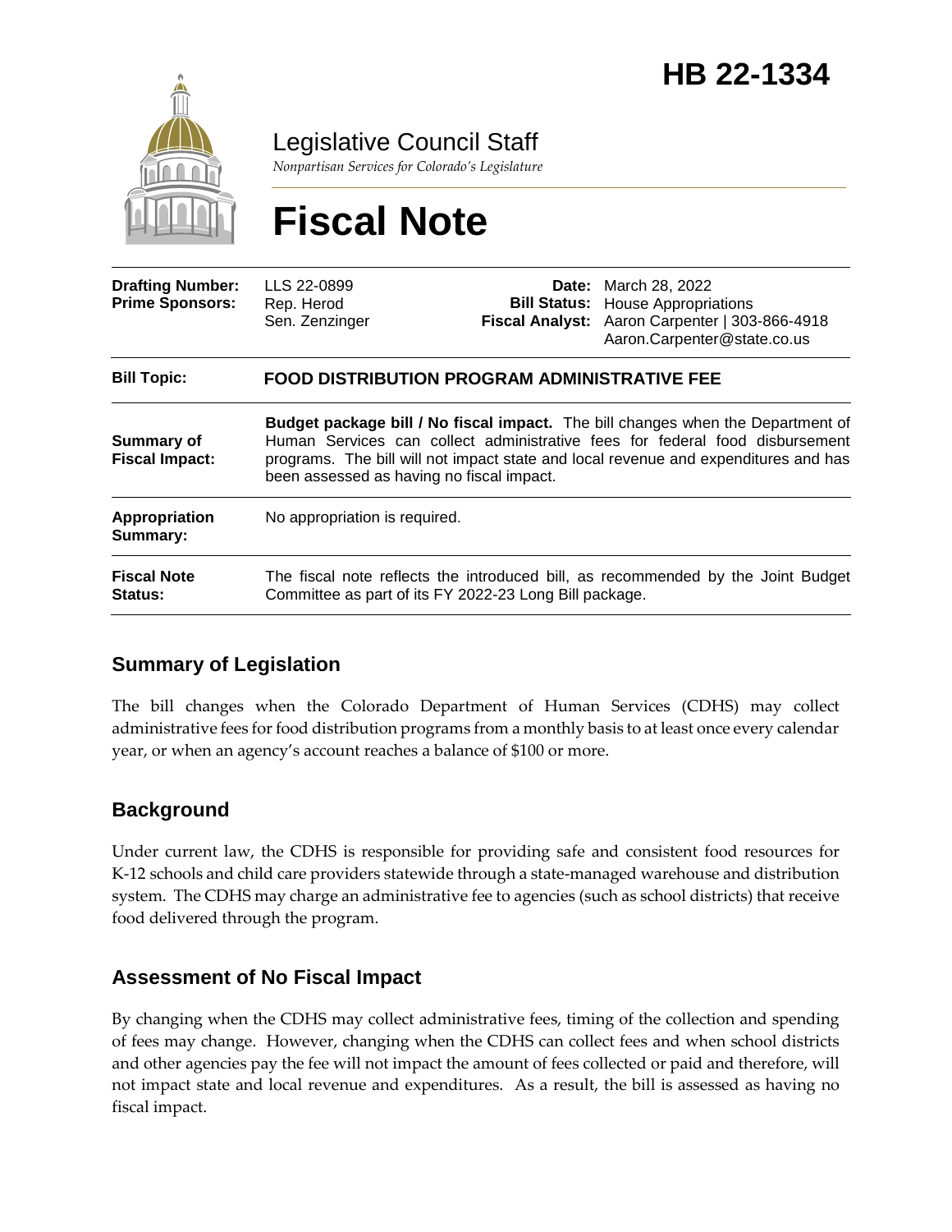# HB 22-1334

## Legislative Council Staff

*Nonpartisan Services for Colorado's Legislature*

# Fiscal Note

| | | | |
|---|---|---|---|
| **Drafting Number:** | LLS 22-0899 | **Date:** | March 28, 2022 |
| **Prime Sponsors:** | Rep. Herod<br>Sen. Zenzinger | **Bill Status:** | House Appropriations |
| | | **Fiscal Analyst:** | Aaron Carpenter \| 303-866-4918<br>Aaron.Carpenter@state.co.us |

| | |
|---|---|
| **Bill Topic:** | **FOOD DISTRIBUTION PROGRAM ADMINISTRATIVE FEE** |
| **Summary of Fiscal Impact:** | **Budget package bill / No fiscal impact.** The bill changes when the Department of Human Services can collect administrative fees for federal food disbursement programs. The bill will not impact state and local revenue and expenditures and has been assessed as having no fiscal impact. |
| **Appropriation Summary:** | No appropriation is required. |
| **Fiscal Note Status:** | The fiscal note reflects the introduced bill, as recommended by the Joint Budget Committee as part of its FY 2022-23 Long Bill package. |

## Summary of Legislation

The bill changes when the Colorado Department of Human Services (CDHS) may collect administrative fees for food distribution programs from a monthly basis to at least once every calendar year, or when an agency's account reaches a balance of $100 or more.

## Background

Under current law, the CDHS is responsible for providing safe and consistent food resources for K-12 schools and child care providers statewide through a state-managed warehouse and distribution system. The CDHS may charge an administrative fee to agencies (such as school districts) that receive food delivered through the program.

## Assessment of No Fiscal Impact

By changing when the CDHS may collect administrative fees, timing of the collection and spending of fees may change. However, changing when the CDHS can collect fees and when school districts and other agencies pay the fee will not impact the amount of fees collected or paid and therefore, will not impact state and local revenue and expenditures. As a result, the bill is assessed as having no fiscal impact.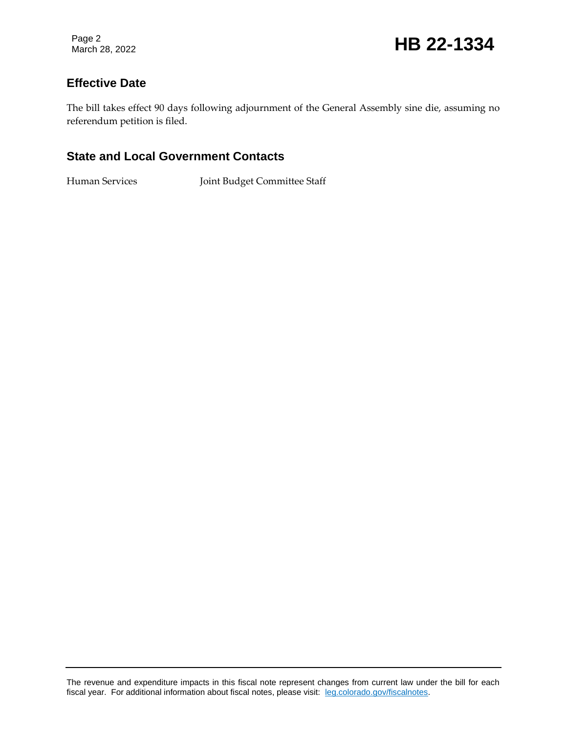## Effective Date

The bill takes effect 90 days following adjournment of the General Assembly sine die, assuming no referendum petition is filed.

## State and Local Government Contacts

Human Services Joint Budget Committee Staff

The revenue and expenditure impacts in this fiscal note represent changes from current law under the bill for each fiscal year. For additional information about fiscal notes, please visit: leg.colorado.gov/fiscalnotes.